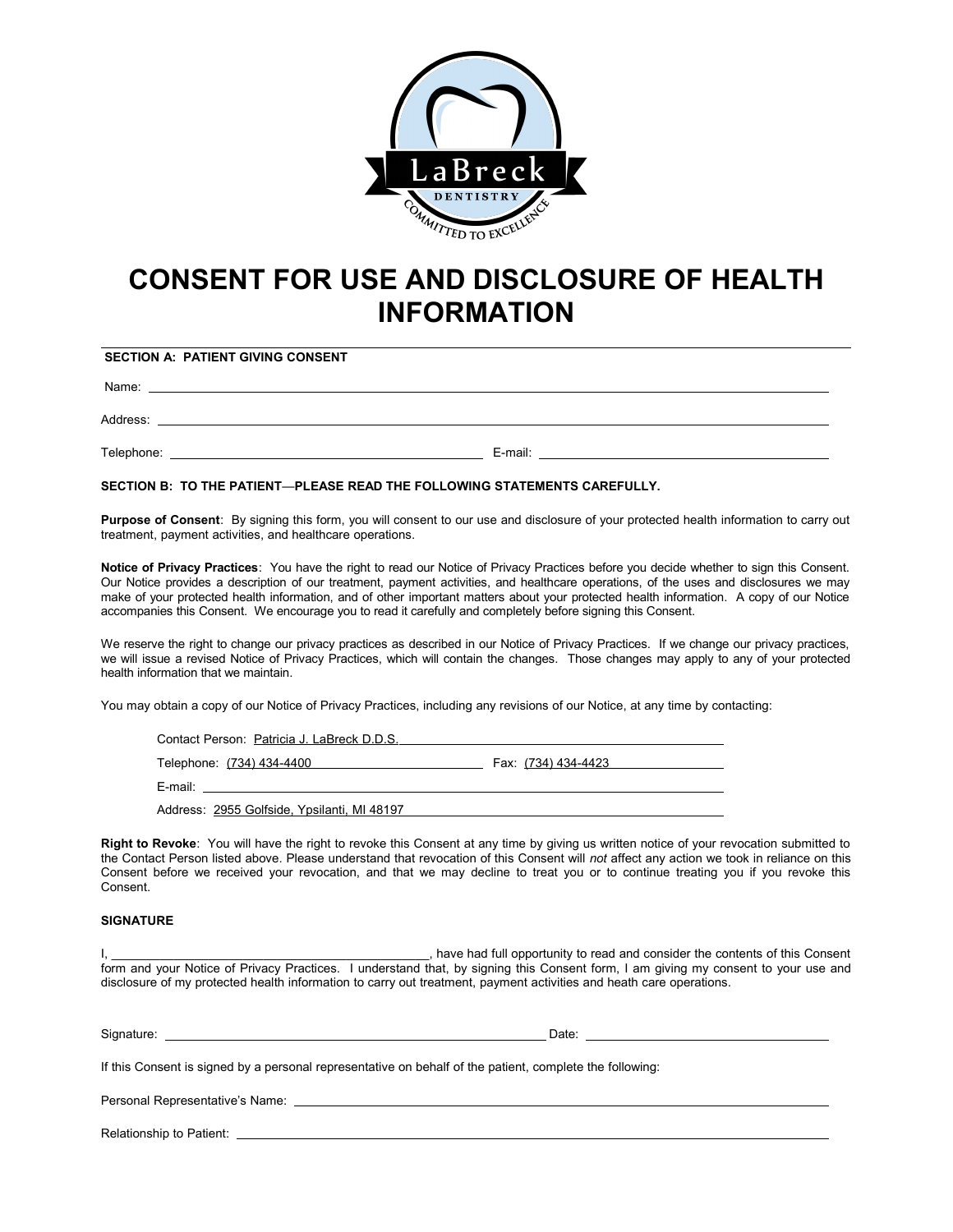LaBreck DENTISTRY

COMMITTED TO EXCELLENCE

# CONSENT FOR USE AND DISCLOSURE OF HEALTH INFORMATION

**SECTION A: PATIENT GIVING CONSENT**

Name: ______________________________________________

Address: ______________________________________________

Telephone: ______________________ E-mail: ______________________

**SECTION B: TO THE PATIENT—PLEASE READ THE FOLLOWING STATEMENTS CAREFULLY.**

**Purpose of Consent**: By signing this form, you will consent to our use and disclosure of your protected health information to carry out treatment, payment activities, and healthcare operations.

**Notice of Privacy Practices**: You have the right to read our Notice of Privacy Practices before you decide whether to sign this Consent. Our Notice provides a description of our treatment, payment activities, and healthcare operations, of the uses and disclosures we may make of your protected health information, and of other important matters about your protected health information. A copy of our Notice accompanies this Consent. We encourage you to read it carefully and completely before signing this Consent.

We reserve the right to change our privacy practices as described in our Notice of Privacy Practices. If we change our privacy practices, we will issue a revised Notice of Privacy Practices, which will contain the changes. Those changes may apply to any of your protected health information that we maintain.

You may obtain a copy of our Notice of Privacy Practices, including any revisions of our Notice, at any time by contacting:

Contact Person: Patricia J. LaBreck D.D.S.

Telephone: (734) 434-4400 Fax: (734) 434-4423

E-mail: ______________________

Address: 2955 Golfside, Ypsilanti, MI 48197

**Right to Revoke**: You will have the right to revoke this Consent at any time by giving us written notice of your revocation submitted to the Contact Person listed above. Please understand that revocation of this Consent will *not* affect any action we took in reliance on this Consent before we received your revocation, and that we may decline to treat you or to continue treating you if you revoke this Consent.

**SIGNATURE**

I, ______________________, have had full opportunity to read and consider the contents of this Consent form and your Notice of Privacy Practices. I understand that, by signing this Consent form, I am giving my consent to your use and disclosure of my protected health information to carry out treatment, payment activities and heath care operations.

Signature: ______________________ Date: ______________________

If this Consent is signed by a personal representative on behalf of the patient, complete the following:

Personal Representative's Name: ______________________

Relationship to Patient: ______________________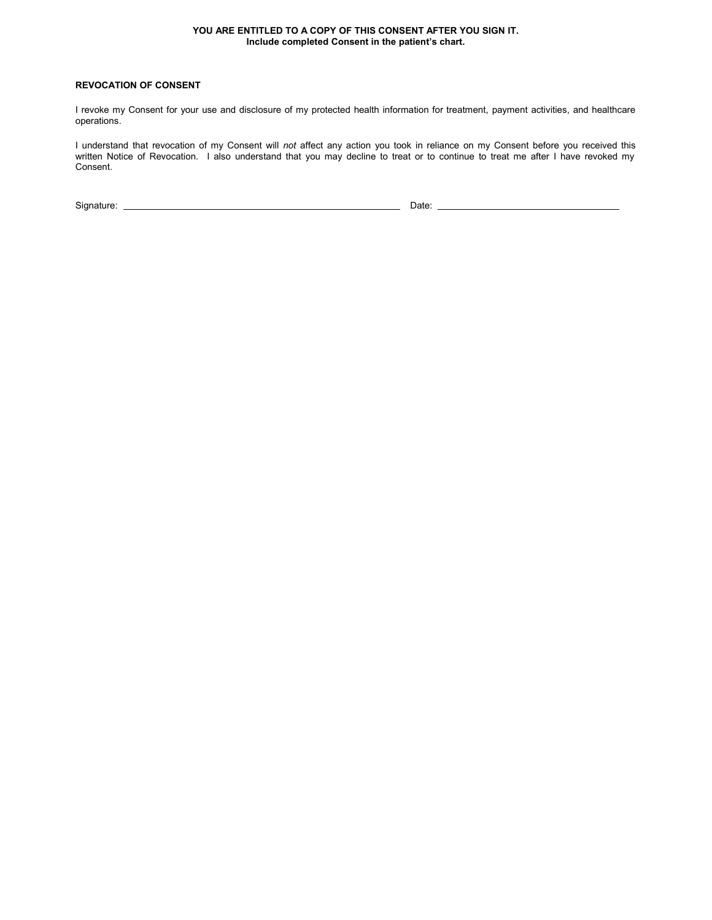**YOU ARE ENTITLED TO A COPY OF THIS CONSENT AFTER YOU SIGN IT.**
**Include completed Consent in the patient's chart.**

**REVOCATION OF CONSENT**

I revoke my Consent for your use and disclosure of my protected health information for treatment, payment activities, and healthcare operations.

I understand that revocation of my Consent will *not* affect any action you took in reliance on my Consent before you received this written Notice of Revocation. I also understand that you may decline to treat or to continue to treat me after I have revoked my Consent.

Signature: ______________________________________________ Date: ______________________________